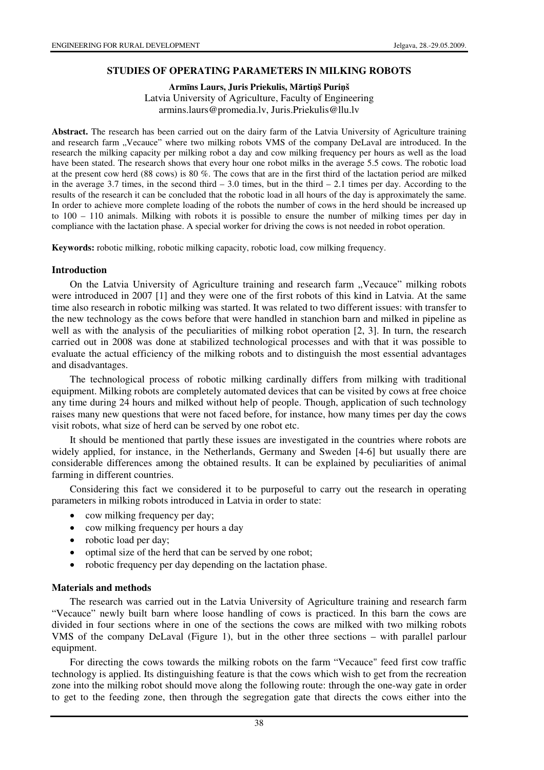# STUDIES OF OPERATING PARAMETERS IN MILKING ROBOTS

**Armīns Laurs, Juris Priekulis, Mārtiņš Puriņš**
Latvia University of Agriculture, Faculty of Engineering
armins.laurs@promedia.lv, Juris.Priekulis@llu.lv

**Abstract.** The research has been carried out on the dairy farm of the Latvia University of Agriculture training and research farm „Vecauce" where two milking robots VMS of the company DeLaval are introduced. In the research the milking capacity per milking robot a day and cow milking frequency per hours as well as the load have been stated. The research shows that every hour one robot milks in the average 5.5 cows. The robotic load at the present cow herd (88 cows) is 80 %. The cows that are in the first third of the lactation period are milked in the average 3.7 times, in the second third – 3.0 times, but in the third – 2.1 times per day. According to the results of the research it can be concluded that the robotic load in all hours of the day is approximately the same. In order to achieve more complete loading of the robots the number of cows in the herd should be increased up to 100 – 110 animals. Milking with robots it is possible to ensure the number of milking times per day in compliance with the lactation phase. A special worker for driving the cows is not needed in robot operation.

**Keywords:** robotic milking, robotic milking capacity, robotic load, cow milking frequency.

## Introduction

On the Latvia University of Agriculture training and research farm „Vecauce" milking robots were introduced in 2007 [1] and they were one of the first robots of this kind in Latvia. At the same time also research in robotic milking was started. It was related to two different issues: with transfer to the new technology as the cows before that were handled in stanchion barn and milked in pipeline as well as with the analysis of the peculiarities of milking robot operation [2, 3]. In turn, the research carried out in 2008 was done at stabilized technological processes and with that it was possible to evaluate the actual efficiency of the milking robots and to distinguish the most essential advantages and disadvantages.

The technological process of robotic milking cardinally differs from milking with traditional equipment. Milking robots are completely automated devices that can be visited by cows at free choice any time during 24 hours and milked without help of people. Though, application of such technology raises many new questions that were not faced before, for instance, how many times per day the cows visit robots, what size of herd can be served by one robot etc.

It should be mentioned that partly these issues are investigated in the countries where robots are widely applied, for instance, in the Netherlands, Germany and Sweden [4-6] but usually there are considerable differences among the obtained results. It can be explained by peculiarities of animal farming in different countries.

Considering this fact we considered it to be purposeful to carry out the research in operating parameters in milking robots introduced in Latvia in order to state:

- cow milking frequency per day;
- cow milking frequency per hours a day
- robotic load per day;
- optimal size of the herd that can be served by one robot;
- robotic frequency per day depending on the lactation phase.

## Materials and methods

The research was carried out in the Latvia University of Agriculture training and research farm "Vecauce" newly built barn where loose handling of cows is practiced. In this barn the cows are divided in four sections where in one of the sections the cows are milked with two milking robots VMS of the company DeLaval (Figure 1), but in the other three sections – with parallel parlour equipment.

For directing the cows towards the milking robots on the farm "Vecauce" feed first cow traffic technology is applied. Its distinguishing feature is that the cows which wish to get from the recreation zone into the milking robot should move along the following route: through the one-way gate in order to get to the feeding zone, then through the segregation gate that directs the cows either into the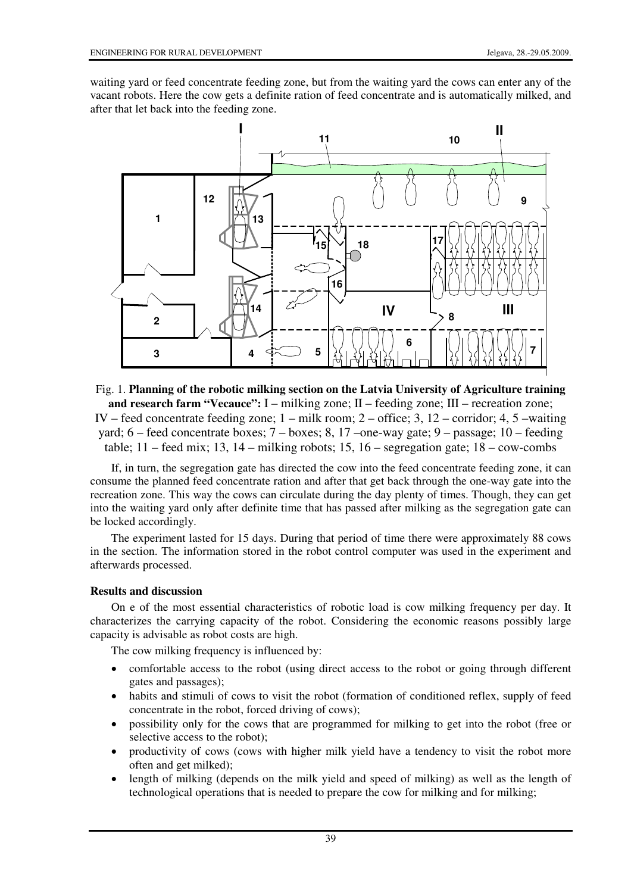waiting yard or feed concentrate feeding zone, but from the waiting yard the cows can enter any of the vacant robots. Here the cow gets a definite ration of feed concentrate and is automatically milked, and after that let back into the feeding zone.

Fig. 1. **Planning of the robotic milking section on the Latvia University of Agriculture training and research farm "Vecauce":** I – milking zone; II – feeding zone; III – recreation zone; IV – feed concentrate feeding zone; 1 – milk room; 2 – office; 3, 12 – corridor; 4, 5 –waiting yard; 6 – feed concentrate boxes; 7 – boxes; 8, 17 –one-way gate; 9 – passage; 10 – feeding table; 11 – feed mix; 13, 14 – milking robots; 15, 16 – segregation gate; 18 – cow-combs

If, in turn, the segregation gate has directed the cow into the feed concentrate feeding zone, it can consume the planned feed concentrate ration and after that get back through the one-way gate into the recreation zone. This way the cows can circulate during the day plenty of times. Though, they can get into the waiting yard only after definite time that has passed after milking as the segregation gate can be locked accordingly.

The experiment lasted for 15 days. During that period of time there were approximately 88 cows in the section. The information stored in the robot control computer was used in the experiment and afterwards processed.

### Results and discussion

On e of the most essential characteristics of robotic load is cow milking frequency per day. It characterizes the carrying capacity of the robot. Considering the economic reasons possibly large capacity is advisable as robot costs are high.

The cow milking frequency is influenced by:

- comfortable access to the robot (using direct access to the robot or going through different gates and passages);
- habits and stimuli of cows to visit the robot (formation of conditioned reflex, supply of feed concentrate in the robot, forced driving of cows);
- possibility only for the cows that are programmed for milking to get into the robot (free or selective access to the robot);
- productivity of cows (cows with higher milk yield have a tendency to visit the robot more often and get milked);
- length of milking (depends on the milk yield and speed of milking) as well as the length of technological operations that is needed to prepare the cow for milking and for milking;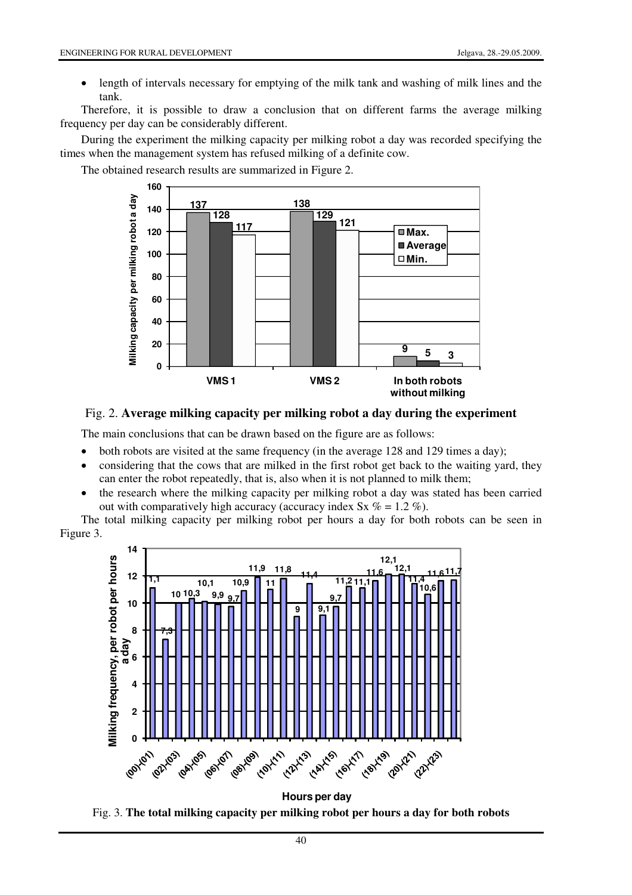- length of intervals necessary for emptying of the milk tank and washing of milk lines and the tank.

Therefore, it is possible to draw a conclusion that on different farms the average milking frequency per day can be considerably different.

During the experiment the milking capacity per milking robot a day was recorded specifying the times when the management system has refused milking of a definite cow.

The obtained research results are summarized in Figure 2.

Fig. 2. **Average milking capacity per milking robot a day during the experiment**

The main conclusions that can be drawn based on the figure are as follows:

- both robots are visited at the same frequency (in the average 128 and 129 times a day);
- considering that the cows that are milked in the first robot get back to the waiting yard, they can enter the robot repeatedly, that is, also when it is not planned to milk them;
- the research where the milking capacity per milking robot a day was stated has been carried out with comparatively high accuracy (accuracy index Sx % = 1.2 %).

The total milking capacity per milking robot per hours a day for both robots can be seen in Figure 3.

Fig. 3. **The total milking capacity per milking robot per hours a day for both robots**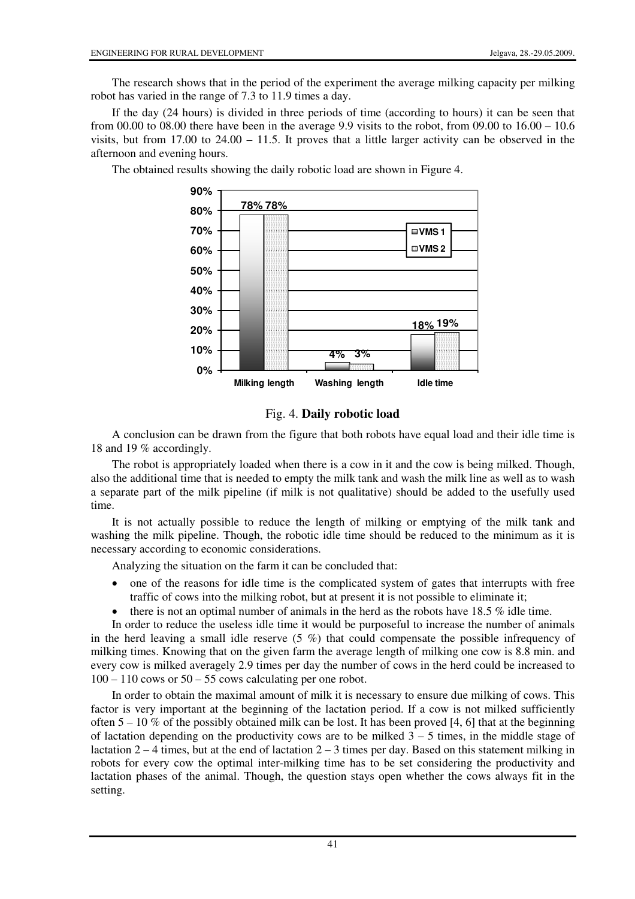The research shows that in the period of the experiment the average milking capacity per milking robot has varied in the range of 7.3 to 11.9 times a day.

If the day (24 hours) is divided in three periods of time (according to hours) it can be seen that from 00.00 to 08.00 there have been in the average 9.9 visits to the robot, from 09.00 to 16.00 – 10.6 visits, but from 17.00 to 24.00 – 11.5. It proves that a little larger activity can be observed in the afternoon and evening hours.

The obtained results showing the daily robotic load are shown in Figure 4.

| | Milking length | Washing length | Idle time |
|---|---|---|---|
| VMS 1 | 78% | 4% | 18% |
| VMS 2 | 78% | 3% | 19% |

Fig. 4. **Daily robotic load**

A conclusion can be drawn from the figure that both robots have equal load and their idle time is 18 and 19 % accordingly.

The robot is appropriately loaded when there is a cow in it and the cow is being milked. Though, also the additional time that is needed to empty the milk tank and wash the milk line as well as to wash a separate part of the milk pipeline (if milk is not qualitative) should be added to the usefully used time.

It is not actually possible to reduce the length of milking or emptying of the milk tank and washing the milk pipeline. Though, the robotic idle time should be reduced to the minimum as it is necessary according to economic considerations.

Analyzing the situation on the farm it can be concluded that:

- one of the reasons for idle time is the complicated system of gates that interrupts with free traffic of cows into the milking robot, but at present it is not possible to eliminate it;
- there is not an optimal number of animals in the herd as the robots have 18.5 % idle time.

In order to reduce the useless idle time it would be purposeful to increase the number of animals in the herd leaving a small idle reserve (5 %) that could compensate the possible infrequency of milking times. Knowing that on the given farm the average length of milking one cow is 8.8 min. and every cow is milked averagely 2.9 times per day the number of cows in the herd could be increased to 100 – 110 cows or 50 – 55 cows calculating per one robot.

In order to obtain the maximal amount of milk it is necessary to ensure due milking of cows. This factor is very important at the beginning of the lactation period. If a cow is not milked sufficiently often 5 – 10 % of the possibly obtained milk can be lost. It has been proved [4, 6] that at the beginning of lactation depending on the productivity cows are to be milked 3 – 5 times, in the middle stage of lactation 2 – 4 times, but at the end of lactation 2 – 3 times per day. Based on this statement milking in robots for every cow the optimal inter-milking time has to be set considering the productivity and lactation phases of the animal. Though, the question stays open whether the cows always fit in the setting.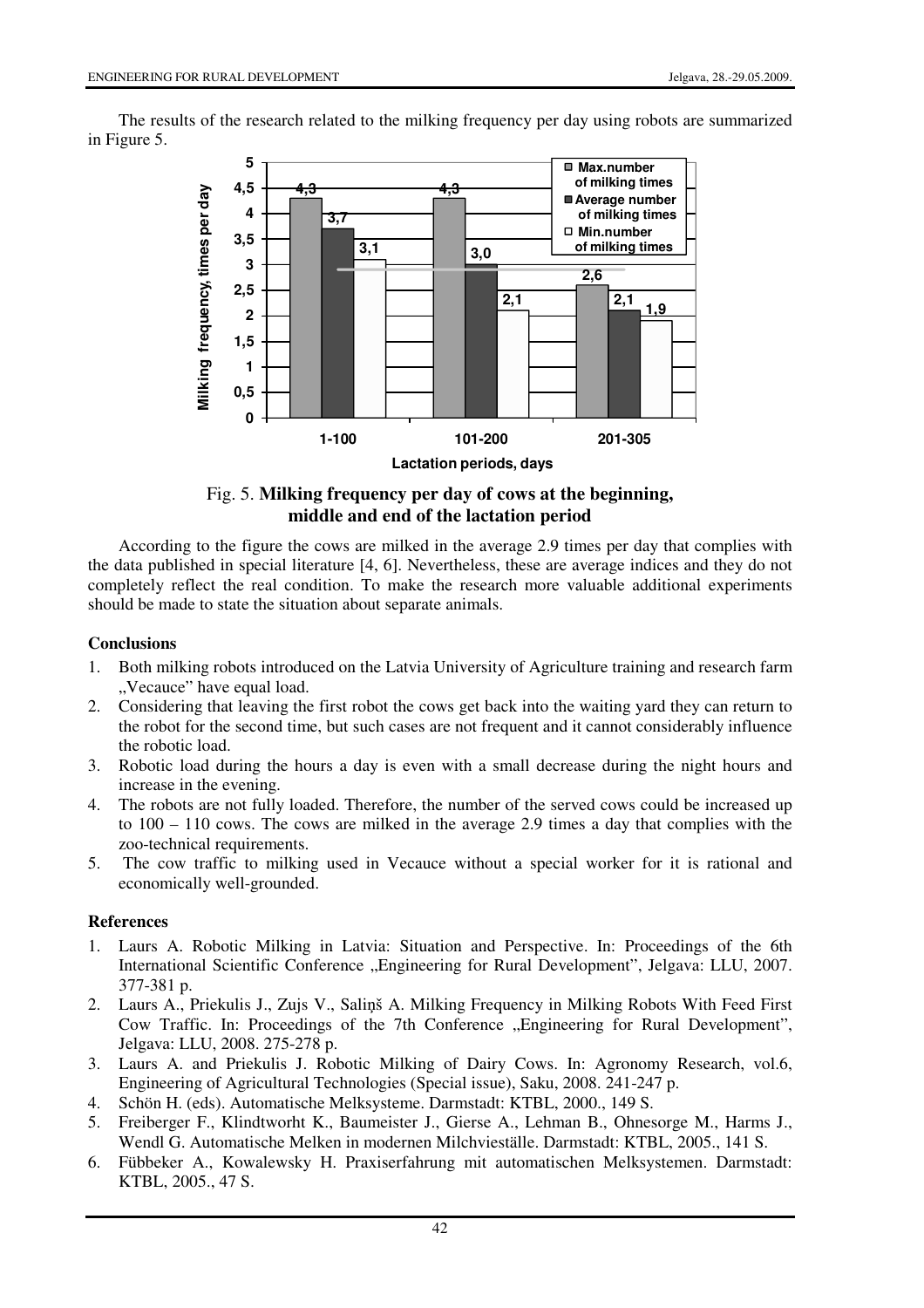The results of the research related to the milking frequency per day using robots are summarized in Figure 5.

Milking frequency, times per day

5
4,5
4
3,5
3
2,5
2
1,5
1
0,5
0

Max.number of milking times
Average number of milking times
Min.number of milking times

4,3 3,7 3,1
4,3 3,0 2,1
2,6 2,1 1,9

1-100
101-200
201-305

Lactation periods, days

Fig. 5. **Milking frequency per day of cows at the beginning, middle and end of the lactation period**

According to the figure the cows are milked in the average 2.9 times per day that complies with the data published in special literature [4, 6]. Nevertheless, these are average indices and they do not completely reflect the real condition. To make the research more valuable additional experiments should be made to state the situation about separate animals.

## Conclusions

1. Both milking robots introduced on the Latvia University of Agriculture training and research farm „Vecauce" have equal load.
2. Considering that leaving the first robot the cows get back into the waiting yard they can return to the robot for the second time, but such cases are not frequent and it cannot considerably influence the robotic load.
3. Robotic load during the hours a day is even with a small decrease during the night hours and increase in the evening.
4. The robots are not fully loaded. Therefore, the number of the served cows could be increased up to 100 – 110 cows. The cows are milked in the average 2.9 times a day that complies with the zoo-technical requirements.
5. The cow traffic to milking used in Vecauce without a special worker for it is rational and economically well-grounded.

## References

1. Laurs A. Robotic Milking in Latvia: Situation and Perspective. In: Proceedings of the 6th International Scientific Conference „Engineering for Rural Development", Jelgava: LLU, 2007. 377-381 p.
2. Laurs A., Priekulis J., Zujs V., Saliņš A. Milking Frequency in Milking Robots With Feed First Cow Traffic. In: Proceedings of the 7th Conference „Engineering for Rural Development", Jelgava: LLU, 2008. 275-278 p.
3. Laurs A. and Priekulis J. Robotic Milking of Dairy Cows. In: Agronomy Research, vol.6, Engineering of Agricultural Technologies (Special issue), Saku, 2008. 241-247 p.
4. Schön H. (eds). Automatische Melksysteme. Darmstadt: KTBL, 2000., 149 S.
5. Freiberger F., Klindtworht K., Baumeister J., Gierse A., Lehman B., Ohnesorge M., Harms J., Wendl G. Automatische Melken in modernen Milchvieställe. Darmstadt: KTBL, 2005., 141 S.
6. Fübbeker A., Kowalewsky H. Praxiserfahrung mit automatischen Melksystemen. Darmstadt: KTBL, 2005., 47 S.